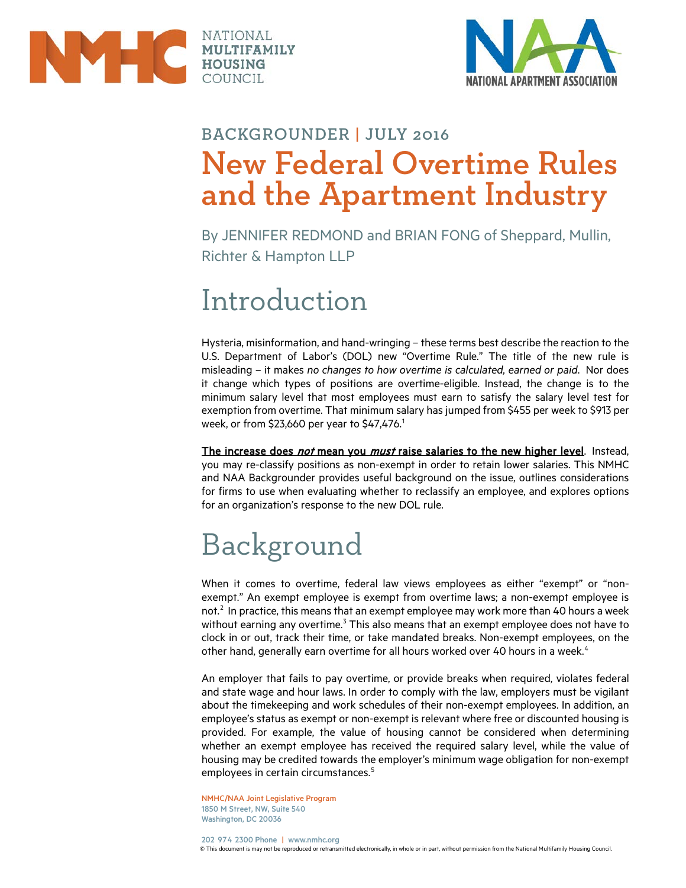NATIONAL MULTIFAMILY HOUSING COUNCIL

NATIONAL APARTMENT ASSOCIATION

BACKGROUNDER | JULY 2016

# New Federal Overtime Rules and the Apartment Industry

By JENNIFER REDMOND and BRIAN FONG of Sheppard, Mullin, Richter & Hampton LLP

## Introduction

Hysteria, misinformation, and hand-wringing – these terms best describe the reaction to the U.S. Department of Labor's (DOL) new "Overtime Rule." The title of the new rule is misleading – it makes *no changes to how overtime is calculated, earned or paid*. Nor does it change which types of positions are overtime-eligible. Instead, the change is to the minimum salary level that most employees must earn to satisfy the salary level test for exemption from overtime. That minimum salary has jumped from $455 per week to $913 per week, or from $23,660 per year to $47,476.[1]

**The increase does *not* mean you *must* raise salaries to the new higher level**. Instead, you may re-classify positions as non-exempt in order to retain lower salaries. This NMHC and NAA Backgrounder provides useful background on the issue, outlines considerations for firms to use when evaluating whether to reclassify an employee, and explores options for an organization's response to the new DOL rule.

## Background

When it comes to overtime, federal law views employees as either "exempt" or "non-exempt." An exempt employee is exempt from overtime laws; a non-exempt employee is not.[2] In practice, this means that an exempt employee may work more than 40 hours a week without earning any overtime.[3] This also means that an exempt employee does not have to clock in or out, track their time, or take mandated breaks. Non-exempt employees, on the other hand, generally earn overtime for all hours worked over 40 hours in a week.[4]

An employer that fails to pay overtime, or provide breaks when required, violates federal and state wage and hour laws. In order to comply with the law, employers must be vigilant about the timekeeping and work schedules of their non-exempt employees. In addition, an employee's status as exempt or non-exempt is relevant where free or discounted housing is provided. For example, the value of housing cannot be considered when determining whether an exempt employee has received the required salary level, while the value of housing may be credited towards the employer's minimum wage obligation for non-exempt employees in certain circumstances.[5]

NMHC/NAA Joint Legislative Program
1850 M Street, NW, Suite 540
Washington, DC 20036

202 974 2300 Phone | www.nmhc.org

© This document is may not be reproduced or retransmitted electronically, in whole or in part, without permission from the National Multifamily Housing Council.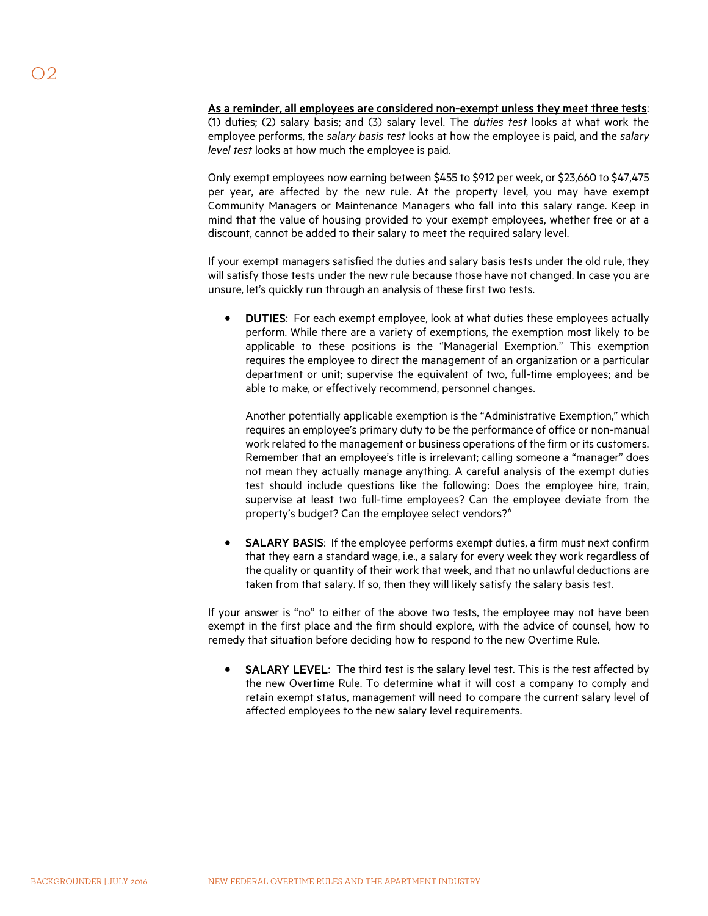<u>As a reminder, all employees are considered non-exempt unless they meet three tests</u>: (1) duties; (2) salary basis; and (3) salary level. The *duties test* looks at what work the employee performs, the *salary basis test* looks at how the employee is paid, and the *salary level test* looks at how much the employee is paid.

Only exempt employees now earning between $455 to $912 per week, or $23,660 to $47,475 per year, are affected by the new rule. At the property level, you may have exempt Community Managers or Maintenance Managers who fall into this salary range. Keep in mind that the value of housing provided to your exempt employees, whether free or at a discount, cannot be added to their salary to meet the required salary level.

If your exempt managers satisfied the duties and salary basis tests under the old rule, they will satisfy those tests under the new rule because those have not changed. In case you are unsure, let's quickly run through an analysis of these first two tests.

- DUTIES: For each exempt employee, look at what duties these employees actually perform. While there are a variety of exemptions, the exemption most likely to be applicable to these positions is the "Managerial Exemption." This exemption requires the employee to direct the management of an organization or a particular department or unit; supervise the equivalent of two, full-time employees; and be able to make, or effectively recommend, personnel changes.

  Another potentially applicable exemption is the "Administrative Exemption," which requires an employee's primary duty to be the performance of office or non-manual work related to the management or business operations of the firm or its customers. Remember that an employee's title is irrelevant; calling someone a "manager" does not mean they actually manage anything. A careful analysis of the exempt duties test should include questions like the following: Does the employee hire, train, supervise at least two full-time employees? Can the employee deviate from the property's budget? Can the employee select vendors?[6]

- SALARY BASIS: If the employee performs exempt duties, a firm must next confirm that they earn a standard wage, i.e., a salary for every week they work regardless of the quality or quantity of their work that week, and that no unlawful deductions are taken from that salary. If so, then they will likely satisfy the salary basis test.

If your answer is "no" to either of the above two tests, the employee may not have been exempt in the first place and the firm should explore, with the advice of counsel, how to remedy that situation before deciding how to respond to the new Overtime Rule.

- SALARY LEVEL: The third test is the salary level test. This is the test affected by the new Overtime Rule. To determine what it will cost a company to comply and retain exempt status, management will need to compare the current salary level of affected employees to the new salary level requirements.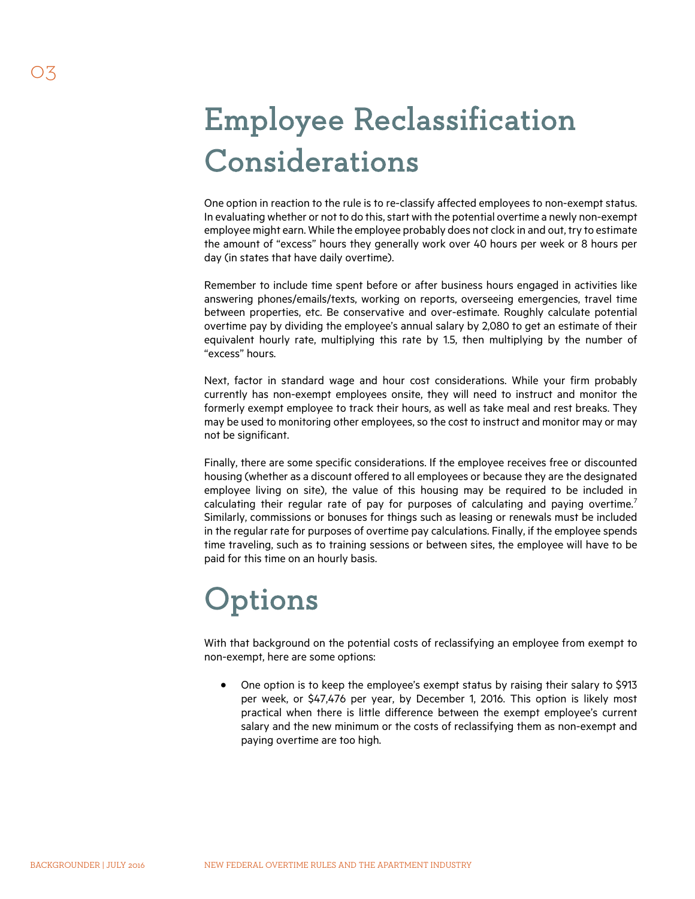# Employee Reclassification Considerations

One option in reaction to the rule is to re-classify affected employees to non-exempt status. In evaluating whether or not to do this, start with the potential overtime a newly non-exempt employee might earn. While the employee probably does not clock in and out, try to estimate the amount of "excess" hours they generally work over 40 hours per week or 8 hours per day (in states that have daily overtime).

Remember to include time spent before or after business hours engaged in activities like answering phones/emails/texts, working on reports, overseeing emergencies, travel time between properties, etc. Be conservative and over-estimate. Roughly calculate potential overtime pay by dividing the employee's annual salary by 2,080 to get an estimate of their equivalent hourly rate, multiplying this rate by 1.5, then multiplying by the number of "excess" hours.

Next, factor in standard wage and hour cost considerations. While your firm probably currently has non-exempt employees onsite, they will need to instruct and monitor the formerly exempt employee to track their hours, as well as take meal and rest breaks. They may be used to monitoring other employees, so the cost to instruct and monitor may or may not be significant.

Finally, there are some specific considerations. If the employee receives free or discounted housing (whether as a discount offered to all employees or because they are the designated employee living on site), the value of this housing may be required to be included in calculating their regular rate of pay for purposes of calculating and paying overtime.[7] Similarly, commissions or bonuses for things such as leasing or renewals must be included in the regular rate for purposes of overtime pay calculations. Finally, if the employee spends time traveling, such as to training sessions or between sites, the employee will have to be paid for this time on an hourly basis.

# Options

With that background on the potential costs of reclassifying an employee from exempt to non-exempt, here are some options:

- One option is to keep the employee's exempt status by raising their salary to $913 per week, or $47,476 per year, by December 1, 2016. This option is likely most practical when there is little difference between the exempt employee's current salary and the new minimum or the costs of reclassifying them as non-exempt and paying overtime are too high.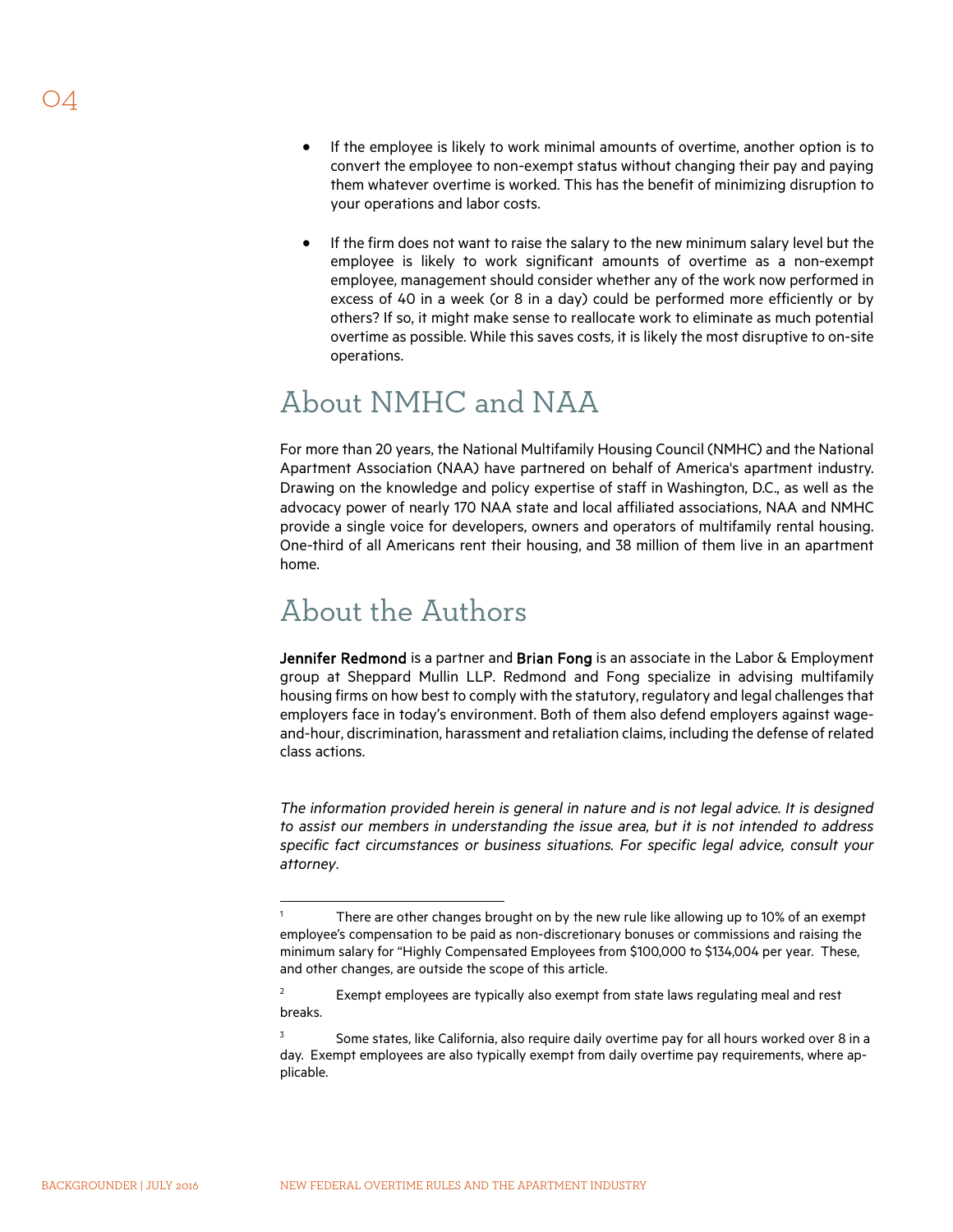- If the employee is likely to work minimal amounts of overtime, another option is to convert the employee to non-exempt status without changing their pay and paying them whatever overtime is worked. This has the benefit of minimizing disruption to your operations and labor costs.

- If the firm does not want to raise the salary to the new minimum salary level but the employee is likely to work significant amounts of overtime as a non-exempt employee, management should consider whether any of the work now performed in excess of 40 in a week (or 8 in a day) could be performed more efficiently or by others? If so, it might make sense to reallocate work to eliminate as much potential overtime as possible. While this saves costs, it is likely the most disruptive to on-site operations.

## About NMHC and NAA

For more than 20 years, the National Multifamily Housing Council (NMHC) and the National Apartment Association (NAA) have partnered on behalf of America's apartment industry. Drawing on the knowledge and policy expertise of staff in Washington, D.C., as well as the advocacy power of nearly 170 NAA state and local affiliated associations, NAA and NMHC provide a single voice for developers, owners and operators of multifamily rental housing. One-third of all Americans rent their housing, and 38 million of them live in an apartment home.

## About the Authors

**Jennifer Redmond** is a partner and **Brian Fong** is an associate in the Labor & Employment group at Sheppard Mullin LLP. Redmond and Fong specialize in advising multifamily housing firms on how best to comply with the statutory, regulatory and legal challenges that employers face in today's environment. Both of them also defend employers against wage-and-hour, discrimination, harassment and retaliation claims, including the defense of related class actions.

*The information provided herein is general in nature and is not legal advice. It is designed to assist our members in understanding the issue area, but it is not intended to address specific fact circumstances or business situations. For specific legal advice, consult your attorney.*

---

[1] There are other changes brought on by the new rule like allowing up to 10% of an exempt employee's compensation to be paid as non-discretionary bonuses or commissions and raising the minimum salary for "Highly Compensated Employees from $100,000 to $134,004 per year. These, and other changes, are outside the scope of this article.

[2] Exempt employees are typically also exempt from state laws regulating meal and rest breaks.

[3] Some states, like California, also require daily overtime pay for all hours worked over 8 in a day. Exempt employees are also typically exempt from daily overtime pay requirements, where applicable.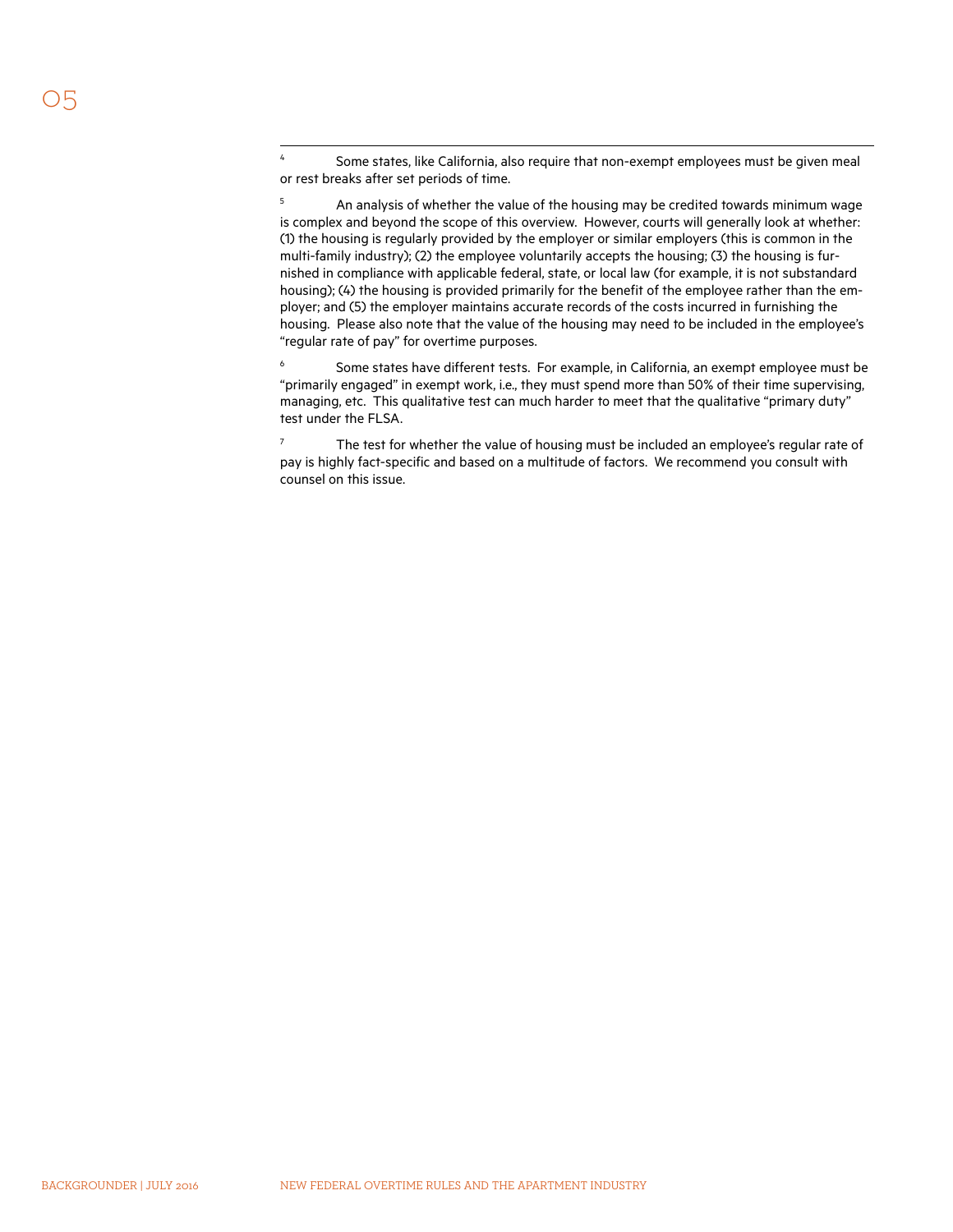[4] Some states, like California, also require that non-exempt employees must be given meal or rest breaks after set periods of time.

[5] An analysis of whether the value of the housing may be credited towards minimum wage is complex and beyond the scope of this overview. However, courts will generally look at whether: (1) the housing is regularly provided by the employer or similar employers (this is common in the multi-family industry); (2) the employee voluntarily accepts the housing; (3) the housing is furnished in compliance with applicable federal, state, or local law (for example, it is not substandard housing); (4) the housing is provided primarily for the benefit of the employee rather than the employer; and (5) the employer maintains accurate records of the costs incurred in furnishing the housing. Please also note that the value of the housing may need to be included in the employee's "regular rate of pay" for overtime purposes.

[6] Some states have different tests. For example, in California, an exempt employee must be "primarily engaged" in exempt work, i.e., they must spend more than 50% of their time supervising, managing, etc. This qualitative test can much harder to meet that the qualitative "primary duty" test under the FLSA.

[7] The test for whether the value of housing must be included an employee's regular rate of pay is highly fact-specific and based on a multitude of factors. We recommend you consult with counsel on this issue.